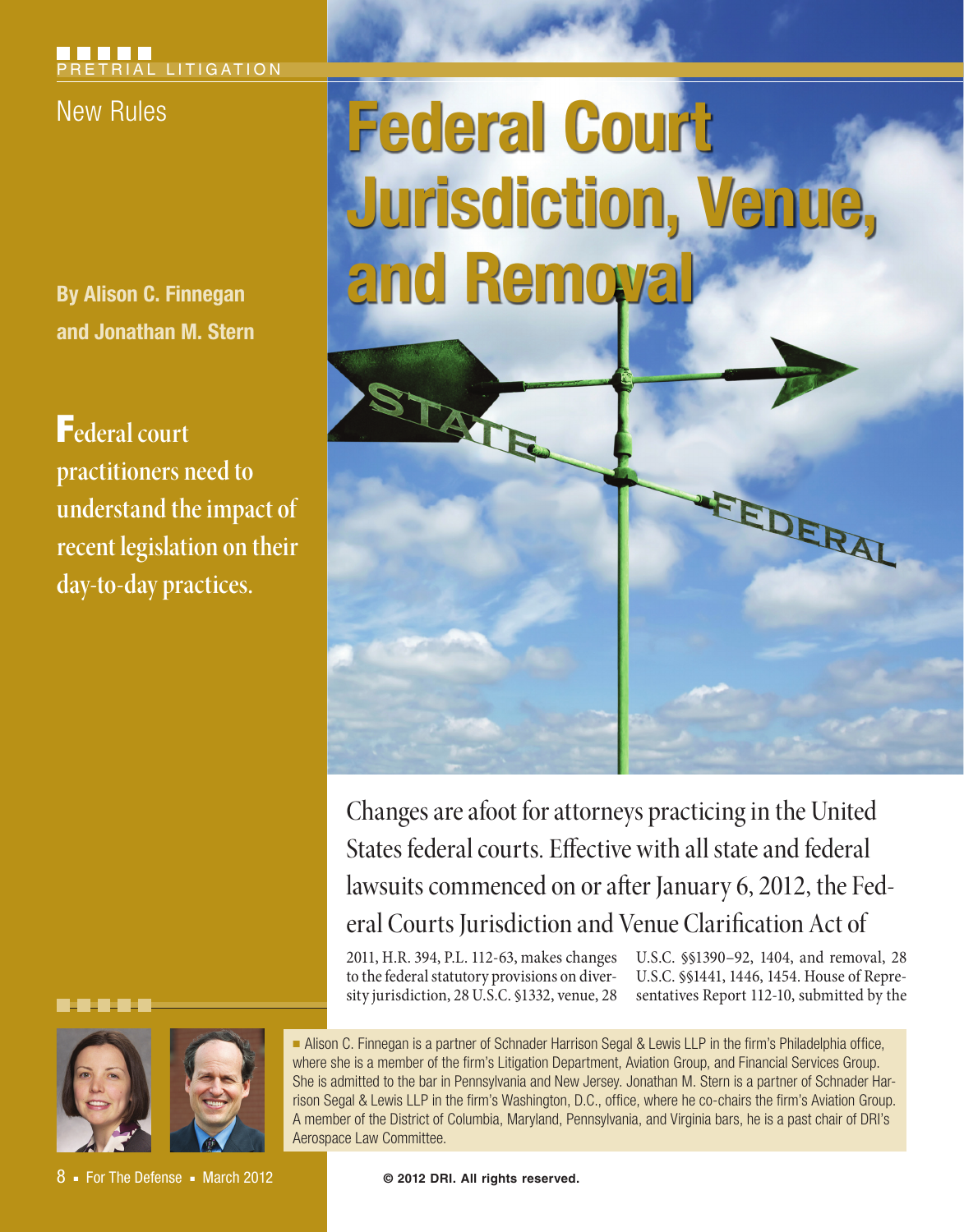PRETRIAL LITIGATION

New Rules

# Federal Court Jurisdiction, Venue, and Removal

**By Alison C. Finnegan and Jonathan M. Stern**

**Federal court practitioners need to understand the impact of recent legislation on their day-to-day practices.**

Changes are afoot for attorneys practicing in the United States federal courts. Effective with all state and federal lawsuits commenced on or after January 6, 2012, the Federal Courts Jurisdiction and Venue Clarification Act of 2011, H.R. 394, P.L. 112-63, makes changes to the federal statutory provisions on diversity jurisdiction, 28 U.S.C. §1332, venue, 28 U.S.C. §§1390–92, 1404, and removal, 28 U.S.C. §§1441, 1446, 1454. House of Representatives Report 112-10, submitted by the

■ Alison C. Finnegan is a partner of Schnader Harrison Segal & Lewis LLP in the firm's Philadelphia office, where she is a member of the firm's Litigation Department, Aviation Group, and Financial Services Group. She is admitted to the bar in Pennsylvania and New Jersey. Jonathan M. Stern is a partner of Schnader Harrison Segal & Lewis LLP in the firm's Washington, D.C., office, where he co-chairs the firm's Aviation Group. A member of the District of Columbia, Maryland, Pennsylvania, and Virginia bars, he is a past chair of DRI's Aerospace Law Committee.

© 2012 DRI. All rights reserved.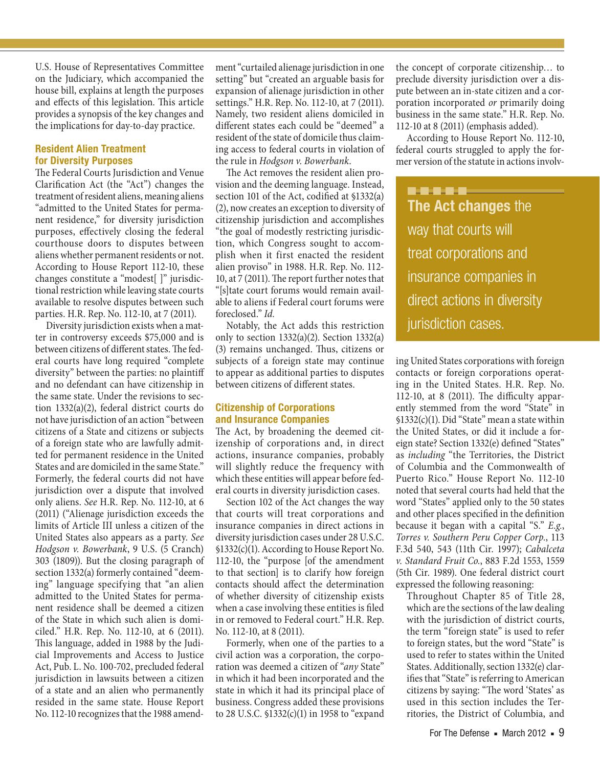U.S. House of Representatives Committee on the Judiciary, which accompanied the house bill, explains at length the purposes and effects of this legislation. This article provides a synopsis of the key changes and the implications for day-to-day practice.

### Resident Alien Treatment for Diversity Purposes

The Federal Courts Jurisdiction and Venue Clarification Act (the "Act") changes the treatment of resident aliens, meaning aliens "admitted to the United States for permanent residence," for diversity jurisdiction purposes, effectively closing the federal courthouse doors to disputes between aliens whether permanent residents or not. According to House Report 112-10, these changes constitute a "modest[ ]" jurisdictional restriction while leaving state courts available to resolve disputes between such parties. H.R. Rep. No. 112-10, at 7 (2011).

Diversity jurisdiction exists when a matter in controversy exceeds $75,000 and is between citizens of different states. The federal courts have long required "complete diversity" between the parties: no plaintiff and no defendant can have citizenship in the same state. Under the revisions to section 1332(a)(2), federal district courts do not have jurisdiction of an action "between citizens of a State and citizens or subjects of a foreign state who are lawfully admitted for permanent residence in the United States and are domiciled in the same State." Formerly, the federal courts did not have jurisdiction over a dispute that involved only aliens. *See* H.R. Rep. No. 112-10, at 6 (2011) ("Alienage jurisdiction exceeds the limits of Article III unless a citizen of the United States also appears as a party. *See Hodgson v. Bowerbank*, 9 U.S. (5 Cranch) 303 (1809)). But the closing paragraph of section 1332(a) formerly contained "deeming" language specifying that "an alien admitted to the United States for permanent residence shall be deemed a citizen of the State in which such alien is domiciled." H.R. Rep. No. 112-10, at 6 (2011). This language, added in 1988 by the Judicial Improvements and Access to Justice Act, Pub. L. No. 100-702, precluded federal jurisdiction in lawsuits between a citizen of a state and an alien who permanently resided in the same state. House Report No. 112-10 recognizes that the 1988 amendment "curtailed alienage jurisdiction in one setting" but "created an arguable basis for expansion of alienage jurisdiction in other settings." H.R. Rep. No. 112-10, at 7 (2011). Namely, two resident aliens domiciled in different states each could be "deemed" a resident of the state of domicile thus claiming access to federal courts in violation of the rule in *Hodgson v. Bowerbank*.

The Act removes the resident alien provision and the deeming language. Instead, section 101 of the Act, codified at §1332(a)(2), now creates an exception to diversity of citizenship jurisdiction and accomplishes "the goal of modestly restricting jurisdiction, which Congress sought to accomplish when it first enacted the resident alien proviso" in 1988. H.R. Rep. No. 112-10, at 7 (2011). The report further notes that "[s]tate court forums would remain available to aliens if Federal court forums were foreclosed." *Id.*

Notably, the Act adds this restriction only to section 1332(a)(2). Section 1332(a)(3) remains unchanged. Thus, citizens or subjects of a foreign state may continue to appear as additional parties to disputes between citizens of different states.

### Citizenship of Corporations and Insurance Companies

The Act, by broadening the deemed citizenship of corporations and, in direct actions, insurance companies, probably will slightly reduce the frequency with which these entities will appear before federal courts in diversity jurisdiction cases.

Section 102 of the Act changes the way that courts will treat corporations and insurance companies in direct actions in diversity jurisdiction cases under 28 U.S.C. §1332(c)(1). According to House Report No. 112-10, the "purpose [of the amendment to that section] is to clarify how foreign contacts should affect the determination of whether diversity of citizenship exists when a case involving these entities is filed in or removed to Federal court." H.R. Rep. No. 112-10, at 8 (2011).

Formerly, when one of the parties to a civil action was a corporation, the corporation was deemed a citizen of "*any* State" in which it had been incorporated and the state in which it had its principal place of business. Congress added these provisions to 28 U.S.C. §1332(c)(1) in 1958 to "expand the concept of corporate citizenship… to preclude diversity jurisdiction over a dispute between an in-state citizen and a corporation incorporated *or* primarily doing business in the same state." H.R. Rep. No. 112-10 at 8 (2011) (emphasis added).

According to House Report No. 112-10, federal courts struggled to apply the former version of the statute in actions involving United States corporations with foreign contacts or foreign corporations operating in the United States. H.R. Rep. No. 112-10, at 8 (2011). The difficulty apparently stemmed from the word "State" in §1332(c)(1). Did "State" mean a state within the United States, or did it include a foreign state? Section 1332(e) defined "States" as *including* "the Territories, the District of Columbia and the Commonwealth of Puerto Rico." House Report No. 112-10 noted that several courts had held that the word "States" applied only to the 50 states and other places specified in the definition because it began with a capital "S." *E.g., Torres v. Southern Peru Copper Corp.*, 113 F.3d 540, 543 (11th Cir. 1997); *Cabalceta v. Standard Fruit Co.*, 883 F.2d 1553, 1559 (5th Cir. 1989). One federal district court expressed the following reasoning:

> Throughout Chapter 85 of Title 28, which are the sections of the law dealing with the jurisdiction of district courts, the term "foreign state" is used to refer to foreign states, but the word "State" is used to refer to states within the United States. Additionally, section 1332(e) clarifies that "State" is referring to American citizens by saying: "The word 'States' as used in this section includes the Territories, the District of Columbia, and

**The Act changes** the way that courts will treat corporations and insurance companies in direct actions in diversity jurisdiction cases.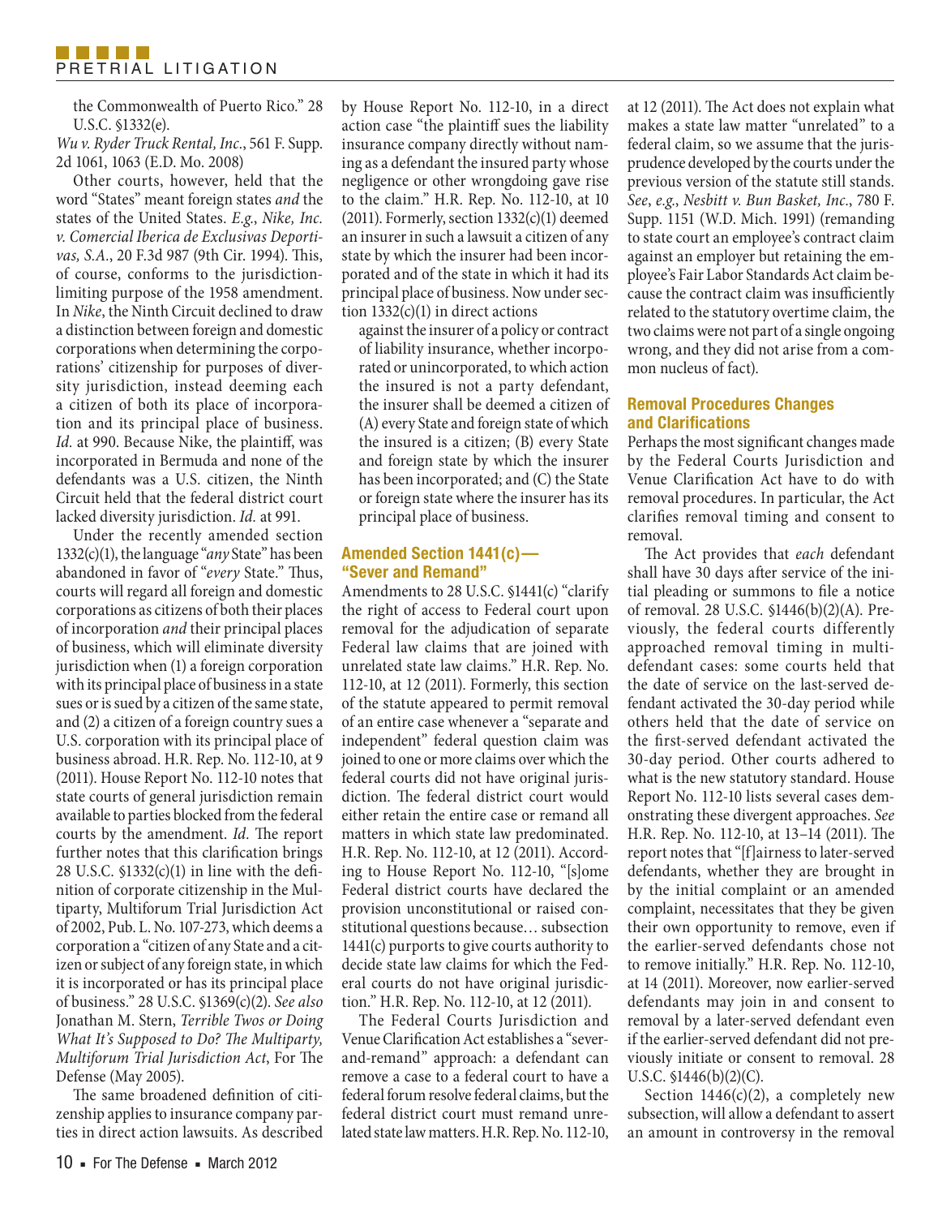the Commonwealth of Puerto Rico." 28 U.S.C. §1332(e).

*Wu v. Ryder Truck Rental, Inc.*, 561 F. Supp. 2d 1061, 1063 (E.D. Mo. 2008)

Other courts, however, held that the word "States" meant foreign states *and* the states of the United States. *E.g.*, *Nike, Inc. v. Comercial Iberica de Exclusivas Deportivas, S.A.*, 20 F.3d 987 (9th Cir. 1994). This, of course, conforms to the jurisdiction-limiting purpose of the 1958 amendment. In *Nike*, the Ninth Circuit declined to draw a distinction between foreign and domestic corporations when determining the corporations' citizenship for purposes of diversity jurisdiction, instead deeming each a citizen of both its place of incorporation and its principal place of business. *Id.* at 990. Because Nike, the plaintiff, was incorporated in Bermuda and none of the defendants was a U.S. citizen, the Ninth Circuit held that the federal district court lacked diversity jurisdiction. *Id.* at 991.

Under the recently amended section 1332(c)(1), the language "*any* State" has been abandoned in favor of "*every* State." Thus, courts will regard all foreign and domestic corporations as citizens of both their places of incorporation *and* their principal places of business, which will eliminate diversity jurisdiction when (1) a foreign corporation with its principal place of business in a state sues or is sued by a citizen of the same state, and (2) a citizen of a foreign country sues a U.S. corporation with its principal place of business abroad. H.R. Rep. No. 112-10, at 9 (2011). House Report No. 112-10 notes that state courts of general jurisdiction remain available to parties blocked from the federal courts by the amendment. *Id.* The report further notes that this clarification brings 28 U.S.C. §1332(c)(1) in line with the definition of corporate citizenship in the Multiparty, Multiforum Trial Jurisdiction Act of 2002, Pub. L. No. 107-273, which deems a corporation a "citizen of any State and a citizen or subject of any foreign state, in which it is incorporated or has its principal place of business." 28 U.S.C. §1369(c)(2). *See also* Jonathan M. Stern, *Terrible Twos or Doing What It's Supposed to Do? The Multiparty, Multiforum Trial Jurisdiction Act*, For The Defense (May 2005).

The same broadened definition of citizenship applies to insurance company parties in direct action lawsuits. As described by House Report No. 112-10, in a direct action case "the plaintiff sues the liability insurance company directly without naming as a defendant the insured party whose negligence or other wrongdoing gave rise to the claim." H.R. Rep. No. 112-10, at 10 (2011). Formerly, section 1332(c)(1) deemed an insurer in such a lawsuit a citizen of any state by which the insurer had been incorporated and of the state in which it had its principal place of business. Now under section 1332(c)(1) in direct actions

> against the insurer of a policy or contract of liability insurance, whether incorporated or unincorporated, to which action the insured is not a party defendant, the insurer shall be deemed a citizen of (A) every State and foreign state of which the insured is a citizen; (B) every State and foreign state by which the insurer has been incorporated; and (C) the State or foreign state where the insurer has its principal place of business.

### Amended Section 1441(c)—"Sever and Remand"

Amendments to 28 U.S.C. §1441(c) "clarify the right of access to Federal court upon removal for the adjudication of separate Federal law claims that are joined with unrelated state law claims." H.R. Rep. No. 112-10, at 12 (2011). Formerly, this section of the statute appeared to permit removal of an entire case whenever a "separate and independent" federal question claim was joined to one or more claims over which the federal courts did not have original jurisdiction. The federal district court would either retain the entire case or remand all matters in which state law predominated. H.R. Rep. No. 112-10, at 12 (2011). According to House Report No. 112-10, "[s]ome Federal district courts have declared the provision unconstitutional or raised constitutional questions because… subsection 1441(c) purports to give courts authority to decide state law claims for which the Federal courts do not have original jurisdiction." H.R. Rep. No. 112-10, at 12 (2011).

The Federal Courts Jurisdiction and Venue Clarification Act establishes a "sever-and-remand" approach: a defendant can remove a case to a federal court to have a federal forum resolve federal claims, but the federal district court must remand unrelated state law matters. H.R. Rep. No. 112-10, at 12 (2011). The Act does not explain what makes a state law matter "unrelated" to a federal claim, so we assume that the jurisprudence developed by the courts under the previous version of the statute still stands. *See*, *e.g.*, *Nesbitt v. Bun Basket, Inc.*, 780 F. Supp. 1151 (W.D. Mich. 1991) (remanding to state court an employee's contract claim against an employer but retaining the employee's Fair Labor Standards Act claim because the contract claim was insufficiently related to the statutory overtime claim, the two claims were not part of a single ongoing wrong, and they did not arise from a common nucleus of fact).

### Removal Procedures Changes and Clarifications

Perhaps the most significant changes made by the Federal Courts Jurisdiction and Venue Clarification Act have to do with removal procedures. In particular, the Act clarifies removal timing and consent to removal.

The Act provides that *each* defendant shall have 30 days after service of the initial pleading or summons to file a notice of removal. 28 U.S.C. §1446(b)(2)(A). Previously, the federal courts differently approached removal timing in multi-defendant cases: some courts held that the date of service on the last-served defendant activated the 30-day period while others held that the date of service on the first-served defendant activated the 30-day period. Other courts adhered to what is the new statutory standard. House Report No. 112-10 lists several cases demonstrating these divergent approaches. *See* H.R. Rep. No. 112-10, at 13–14 (2011). The report notes that "[f]airness to later-served defendants, whether they are brought in by the initial complaint or an amended complaint, necessitates that they be given their own opportunity to remove, even if the earlier-served defendants chose not to remove initially." H.R. Rep. No. 112-10, at 14 (2011). Moreover, now earlier-served defendants may join in and consent to removal by a later-served defendant even if the earlier-served defendant did not previously initiate or consent to removal. 28 U.S.C. §1446(b)(2)(C).

Section 1446(c)(2), a completely new subsection, will allow a defendant to assert an amount in controversy in the removal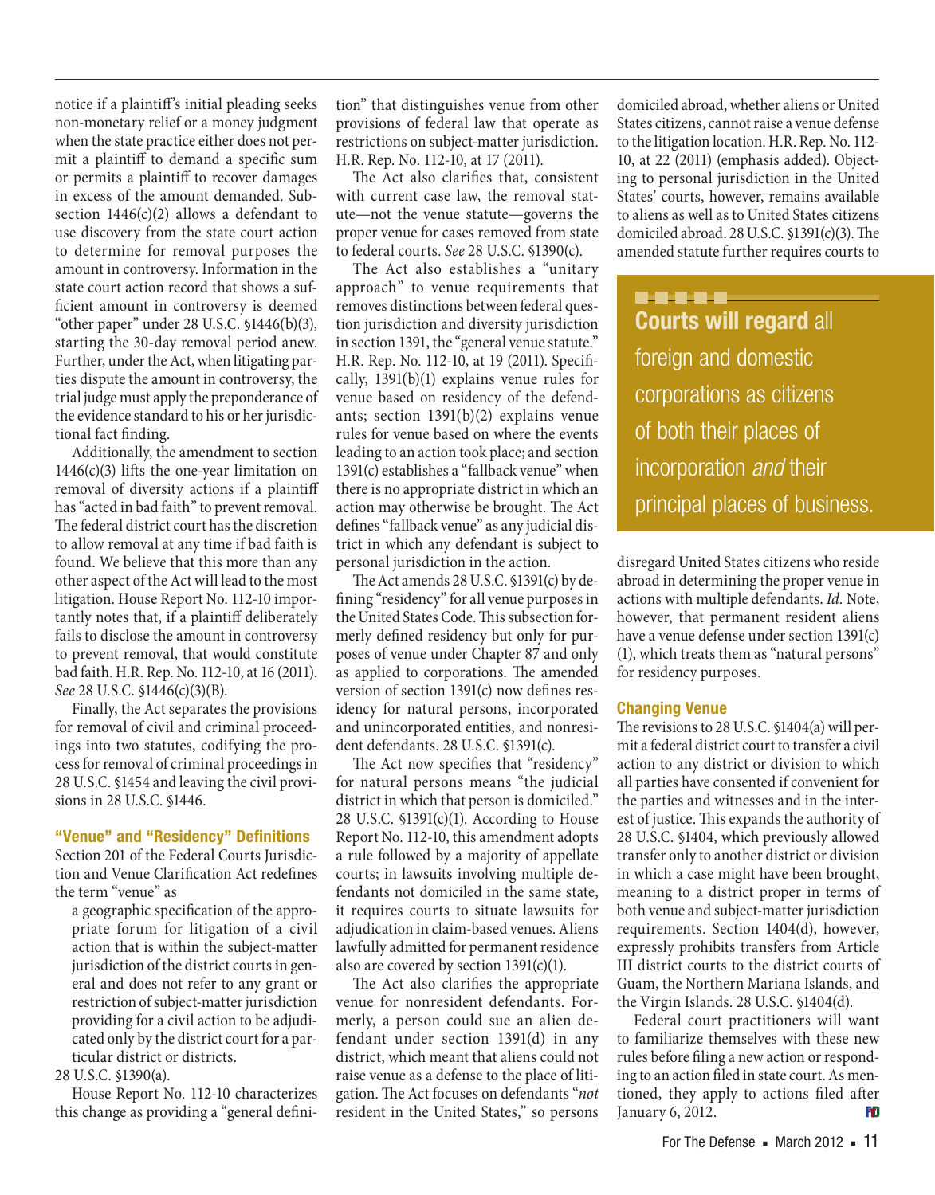notice if a plaintiff's initial pleading seeks non-monetary relief or a money judgment when the state practice either does not permit a plaintiff to demand a specific sum or permits a plaintiff to recover damages in excess of the amount demanded. Subsection 1446(c)(2) allows a defendant to use discovery from the state court action to determine for removal purposes the amount in controversy. Information in the state court action record that shows a sufficient amount in controversy is deemed "other paper" under 28 U.S.C. §1446(b)(3), starting the 30-day removal period anew. Further, under the Act, when litigating parties dispute the amount in controversy, the trial judge must apply the preponderance of the evidence standard to his or her jurisdictional fact finding.

Additionally, the amendment to section 1446(c)(3) lifts the one-year limitation on removal of diversity actions if a plaintiff has "acted in bad faith" to prevent removal. The federal district court has the discretion to allow removal at any time if bad faith is found. We believe that this more than any other aspect of the Act will lead to the most litigation. House Report No. 112-10 importantly notes that, if a plaintiff deliberately fails to disclose the amount in controversy to prevent removal, that would constitute bad faith. H.R. Rep. No. 112-10, at 16 (2011). *See* 28 U.S.C. §1446(c)(3)(B).

Finally, the Act separates the provisions for removal of civil and criminal proceedings into two statutes, codifying the process for removal of criminal proceedings in 28 U.S.C. §1454 and leaving the civil provisions in 28 U.S.C. §1446.

### "Venue" and "Residency" Definitions

Section 201 of the Federal Courts Jurisdiction and Venue Clarification Act redefines the term "venue" as

> a geographic specification of the appropriate forum for litigation of a civil action that is within the subject-matter jurisdiction of the district courts in general and does not refer to any grant or restriction of subject-matter jurisdiction providing for a civil action to be adjudicated only by the district court for a particular district or districts.

28 U.S.C. §1390(a).

House Report No. 112-10 characterizes this change as providing a "general definition" that distinguishes venue from other provisions of federal law that operate as restrictions on subject-matter jurisdiction. H.R. Rep. No. 112-10, at 17 (2011).

The Act also clarifies that, consistent with current case law, the removal statute—not the venue statute—governs the proper venue for cases removed from state to federal courts. *See* 28 U.S.C. §1390(c).

The Act also establishes a "unitary approach" to venue requirements that removes distinctions between federal question jurisdiction and diversity jurisdiction in section 1391, the "general venue statute." H.R. Rep. No. 112-10, at 19 (2011). Specifically, 1391(b)(1) explains venue rules for venue based on residency of the defendants; section 1391(b)(2) explains venue rules for venue based on where the events leading to an action took place; and section 1391(c) establishes a "fallback venue" when there is no appropriate district in which an action may otherwise be brought. The Act defines "fallback venue" as any judicial district in which any defendant is subject to personal jurisdiction in the action.

The Act amends 28 U.S.C. §1391(c) by defining "residency" for all venue purposes in the United States Code. This subsection formerly defined residency but only for purposes of venue under Chapter 87 and only as applied to corporations. The amended version of section 1391(c) now defines residency for natural persons, incorporated and unincorporated entities, and nonresident defendants. 28 U.S.C. §1391(c).

The Act now specifies that "residency" for natural persons means "the judicial district in which that person is domiciled." 28 U.S.C. §1391(c)(1). According to House Report No. 112-10, this amendment adopts a rule followed by a majority of appellate courts; in lawsuits involving multiple defendants not domiciled in the same state, it requires courts to situate lawsuits for adjudication in claim-based venues. Aliens lawfully admitted for permanent residence also are covered by section 1391(c)(1).

The Act also clarifies the appropriate venue for nonresident defendants. Formerly, a person could sue an alien defendant under section 1391(d) in any district, which meant that aliens could not raise venue as a defense to the place of litigation. The Act focuses on defendants "*not* resident in the United States," so persons domiciled abroad, whether aliens or United States citizens, cannot raise a venue defense to the litigation location. H.R. Rep. No. 112-10, at 22 (2011) (emphasis added). Objecting to personal jurisdiction in the United States' courts, however, remains available to aliens as well as to United States citizens domiciled abroad. 28 U.S.C. §1391(c)(3). The amended statute further requires courts to disregard United States citizens who reside abroad in determining the proper venue in actions with multiple defendants. *Id.* Note, however, that permanent resident aliens have a venue defense under section 1391(c)(1), which treats them as "natural persons" for residency purposes.

> **Courts will regard** all foreign and domestic corporations as citizens of both their places of incorporation *and* their principal places of business.

### Changing Venue

The revisions to 28 U.S.C. §1404(a) will permit a federal district court to transfer a civil action to any district or division to which all parties have consented if convenient for the parties and witnesses and in the interest of justice. This expands the authority of 28 U.S.C. §1404, which previously allowed transfer only to another district or division in which a case might have been brought, meaning to a district proper in terms of both venue and subject-matter jurisdiction requirements. Section 1404(d), however, expressly prohibits transfers from Article III district courts to the district courts of Guam, the Northern Mariana Islands, and the Virgin Islands. 28 U.S.C. §1404(d).

Federal court practitioners will want to familiarize themselves with these new rules before filing a new action or responding to an action filed in state court. As mentioned, they apply to actions filed after January 6, 2012.